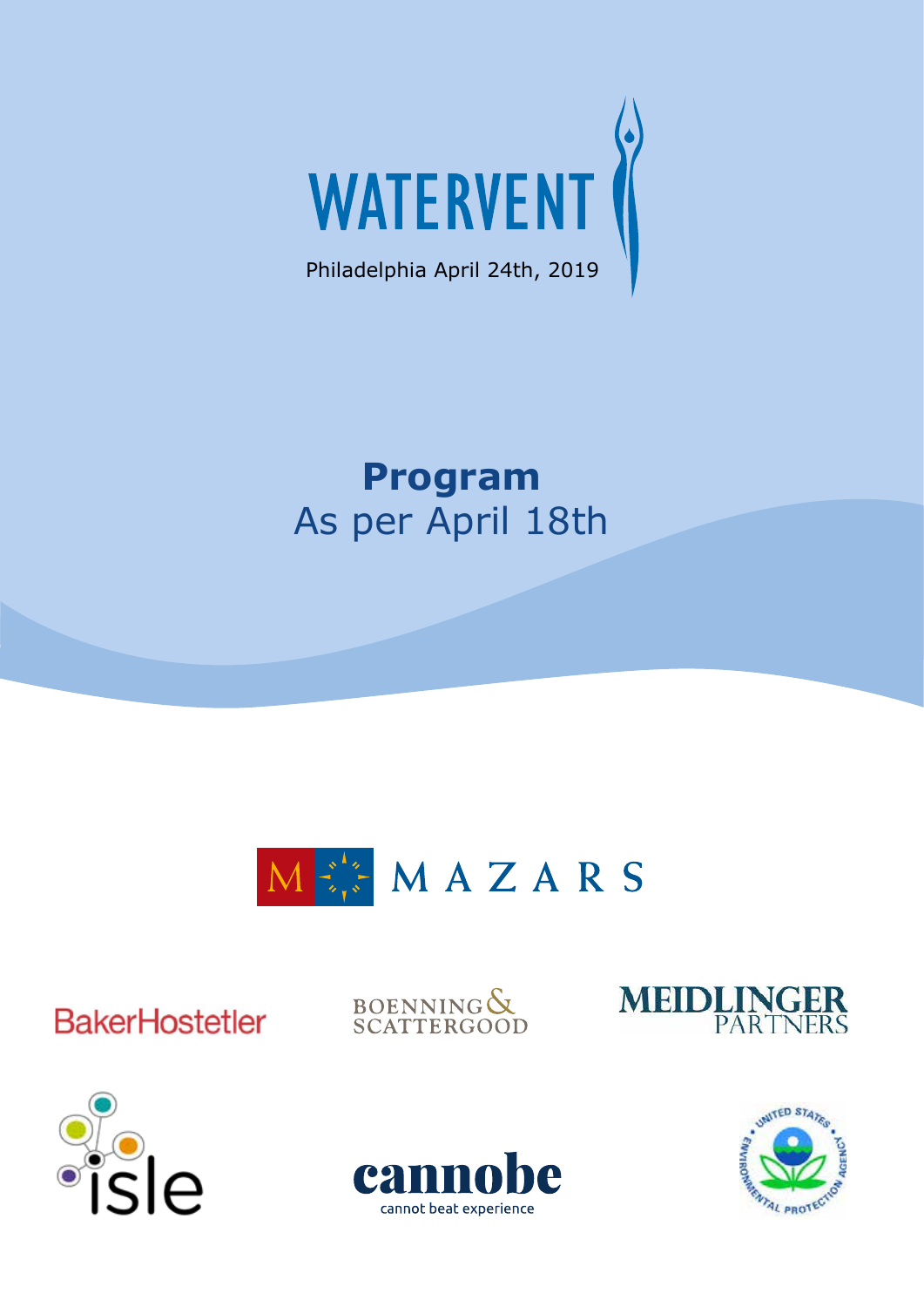# WATERVENT

Philadelphia April 24th, 2019

## **Program**

As per April 18th

MAZARS

BakerHostetler

BOENNING & SCATTERGOOD

MEIDLINGER PARTNERS

isle

cannobe

cannot beat experience

UNITED STATES ENVIRONMENTAL PROTECTION AGENCY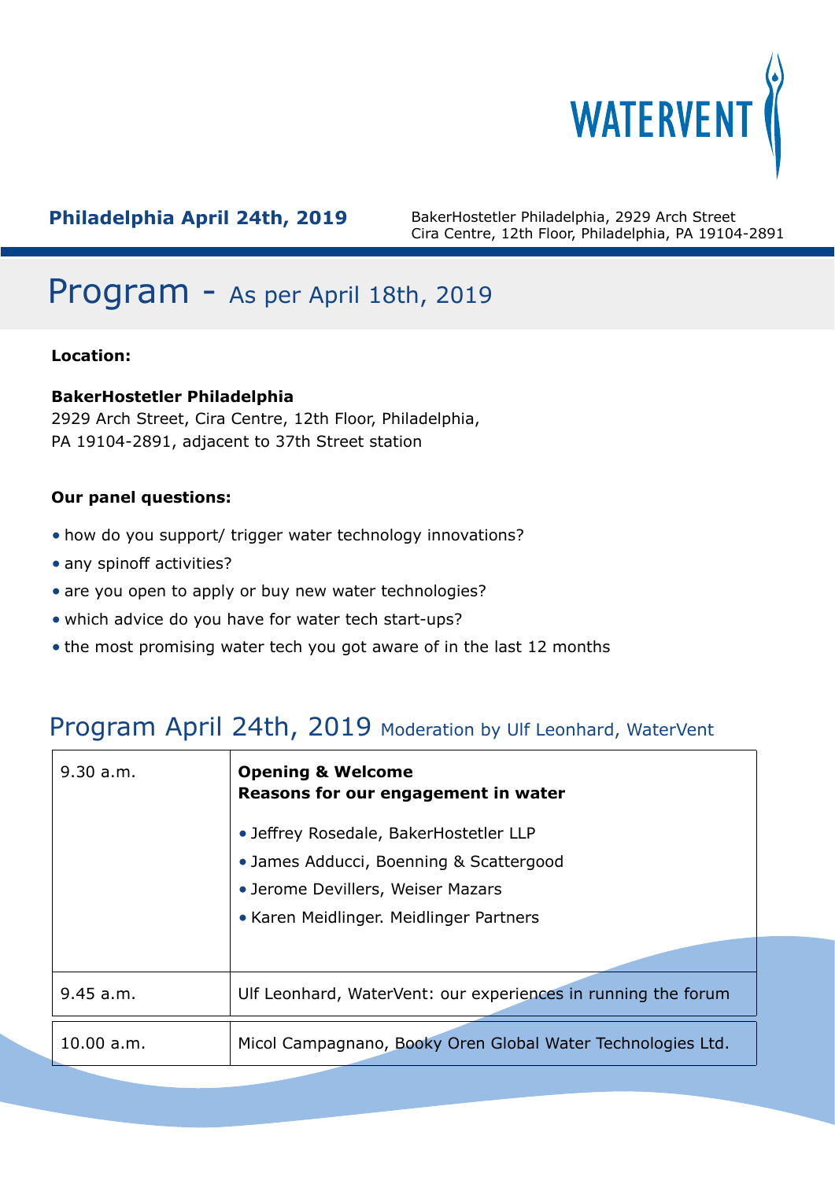**Philadelphia April 24th, 2019**

BakerHostetler Philadelphia, 2929 Arch Street
Cira Centre, 12th Floor, Philadelphia, PA 19104-2891

# Program - As per April 18th, 2019

**Location:**

**BakerHostetler Philadelphia**
2929 Arch Street, Cira Centre, 12th Floor, Philadelphia,
PA 19104-2891, adjacent to 37th Street station

**Our panel questions:**

- how do you support/ trigger water technology innovations?
- any spinoff activities?
- are you open to apply or buy new water technologies?
- which advice do you have for water tech start-ups?
- the most promising water tech you got aware of in the last 12 months

## Program April 24th, 2019 Moderation by Ulf Leonhard, WaterVent

| Time | Session |
| --- | --- |
| 9.30 a.m. | **Opening & Welcome**<br>**Reasons for our engagement in water**<br>• Jeffrey Rosedale, BakerHostetler LLP<br>• James Adducci, Boenning & Scattergood<br>• Jerome Devillers, Weiser Mazars<br>• Karen Meidlinger. Meidlinger Partners |
| 9.45 a.m. | Ulf Leonhard, WaterVent: our experiences in running the forum |
| 10.00 a.m. | Micol Campagnano, Booky Oren Global Water Technologies Ltd. |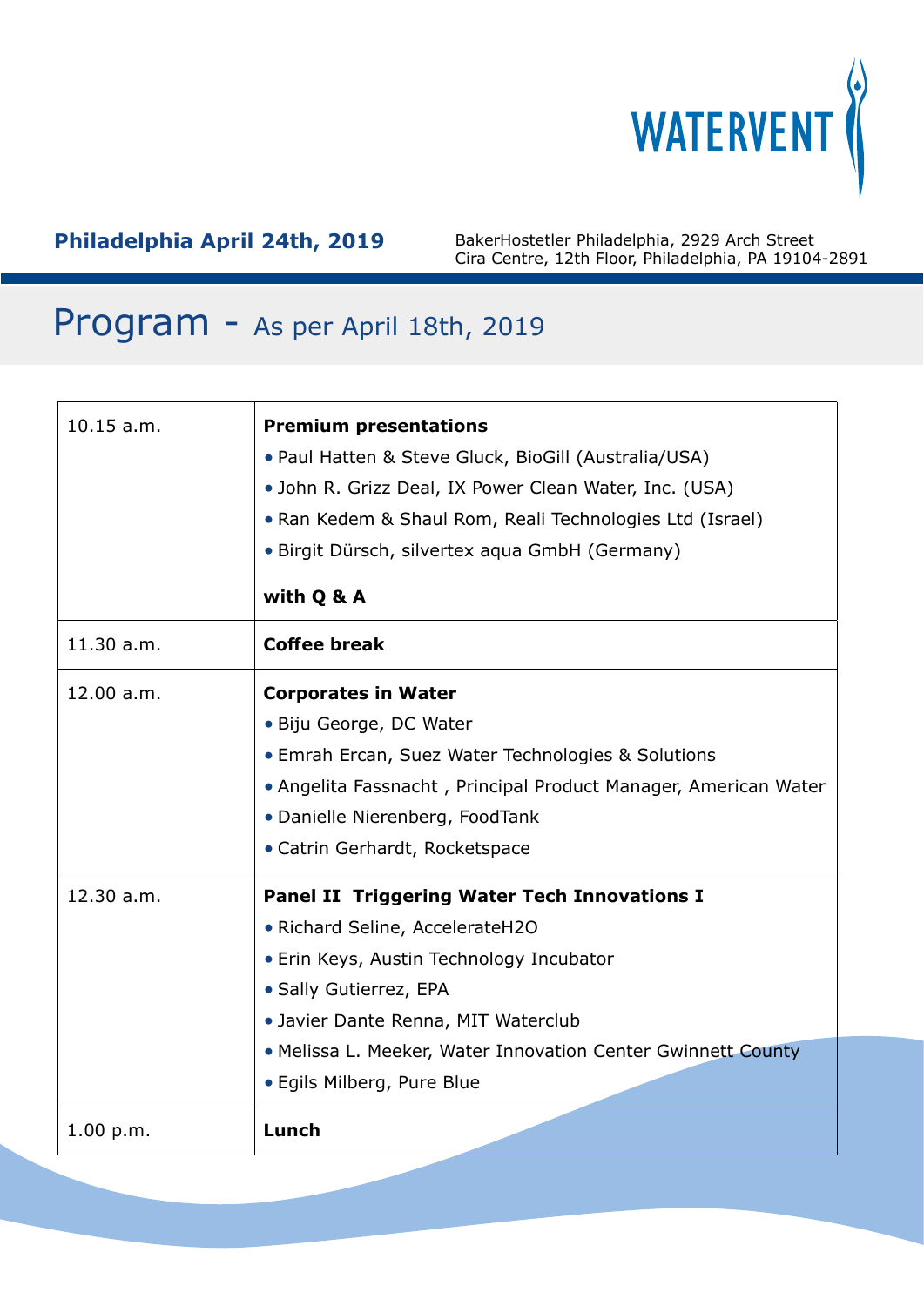WATERVENT

**Philadelphia April 24th, 2019**

BakerHostetler Philadelphia, 2929 Arch Street
Cira Centre, 12th Floor, Philadelphia, PA 19104-2891

# Program - As per April 18th, 2019

| Time | Program |
|---|---|
| 10.15 a.m. | **Premium presentations**<br>• Paul Hatten & Steve Gluck, BioGill (Australia/USA)<br>• John R. Grizz Deal, IX Power Clean Water, Inc. (USA)<br>• Ran Kedem & Shaul Rom, Reali Technologies Ltd (Israel)<br>• Birgit Dürsch, silvertex aqua GmbH (Germany)<br>**with Q & A** |
| 11.30 a.m. | **Coffee break** |
| 12.00 a.m. | **Corporates in Water**<br>• Biju George, DC Water<br>• Emrah Ercan, Suez Water Technologies & Solutions<br>• Angelita Fassnacht , Principal Product Manager, American Water<br>• Danielle Nierenberg, FoodTank<br>• Catrin Gerhardt, Rocketspace |
| 12.30 a.m. | **Panel II Triggering Water Tech Innovations I**<br>• Richard Seline, AccelerateH2O<br>• Erin Keys, Austin Technology Incubator<br>• Sally Gutierrez, EPA<br>• Javier Dante Renna, MIT Waterclub<br>• Melissa L. Meeker, Water Innovation Center Gwinnett County<br>• Egils Milberg, Pure Blue |
| 1.00 p.m. | **Lunch** |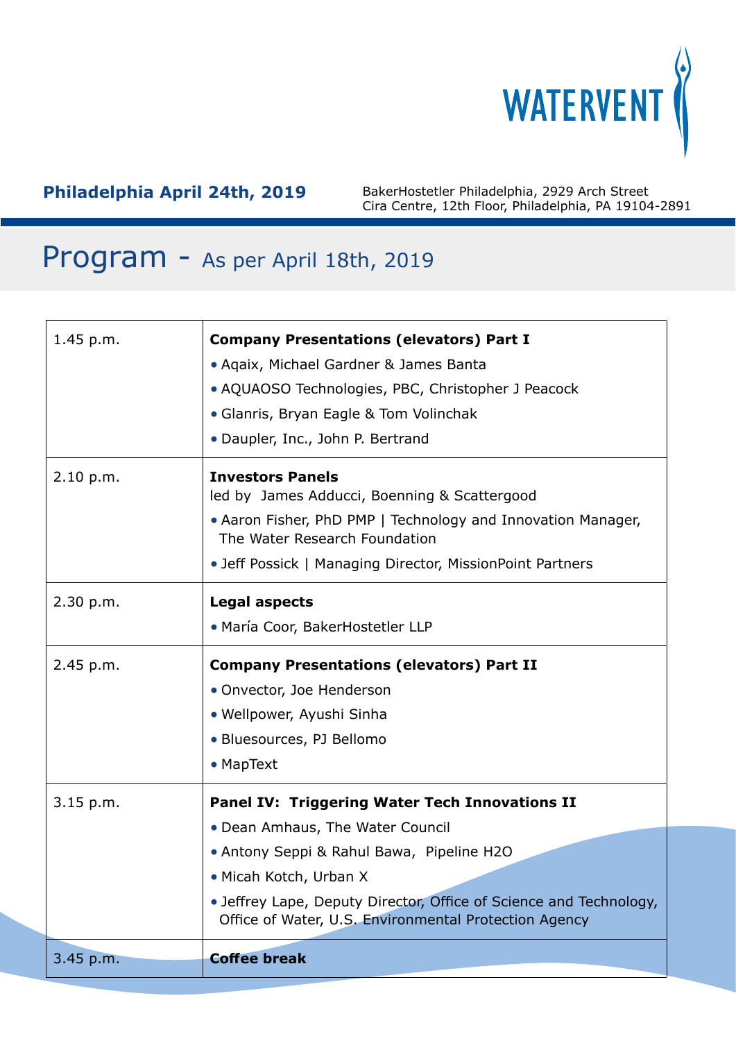WATERVENT

**Philadelphia April 24th, 2019**

BakerHostetler Philadelphia, 2929 Arch Street
Cira Centre, 12th Floor, Philadelphia, PA 19104-2891

# Program - As per April 18th, 2019

| | |
|---|---|
| 1.45 p.m. | **Company Presentations (elevators) Part I**<br>• Aqaix, Michael Gardner & James Banta<br>• AQUAOSO Technologies, PBC, Christopher J Peacock<br>• Glanris, Bryan Eagle & Tom Volinchak<br>• Daupler, Inc., John P. Bertrand |
| 2.10 p.m. | **Investors Panels**<br>led by James Adducci, Boenning & Scattergood<br>• Aaron Fisher, PhD PMP \| Technology and Innovation Manager, The Water Research Foundation<br>• Jeff Possick \| Managing Director, MissionPoint Partners |
| 2.30 p.m. | **Legal aspects**<br>• María Coor, BakerHostetler LLP |
| 2.45 p.m. | **Company Presentations (elevators) Part II**<br>• Onvector, Joe Henderson<br>• Wellpower, Ayushi Sinha<br>• Bluesources, PJ Bellomo<br>• MapText |
| 3.15 p.m. | **Panel IV: Triggering Water Tech Innovations II**<br>• Dean Amhaus, The Water Council<br>• Antony Seppi & Rahul Bawa, Pipeline H2O<br>• Micah Kotch, Urban X<br>• Jeffrey Lape, Deputy Director, Office of Science and Technology, Office of Water, U.S. Environmental Protection Agency |
| 3.45 p.m. | **Coffee break** |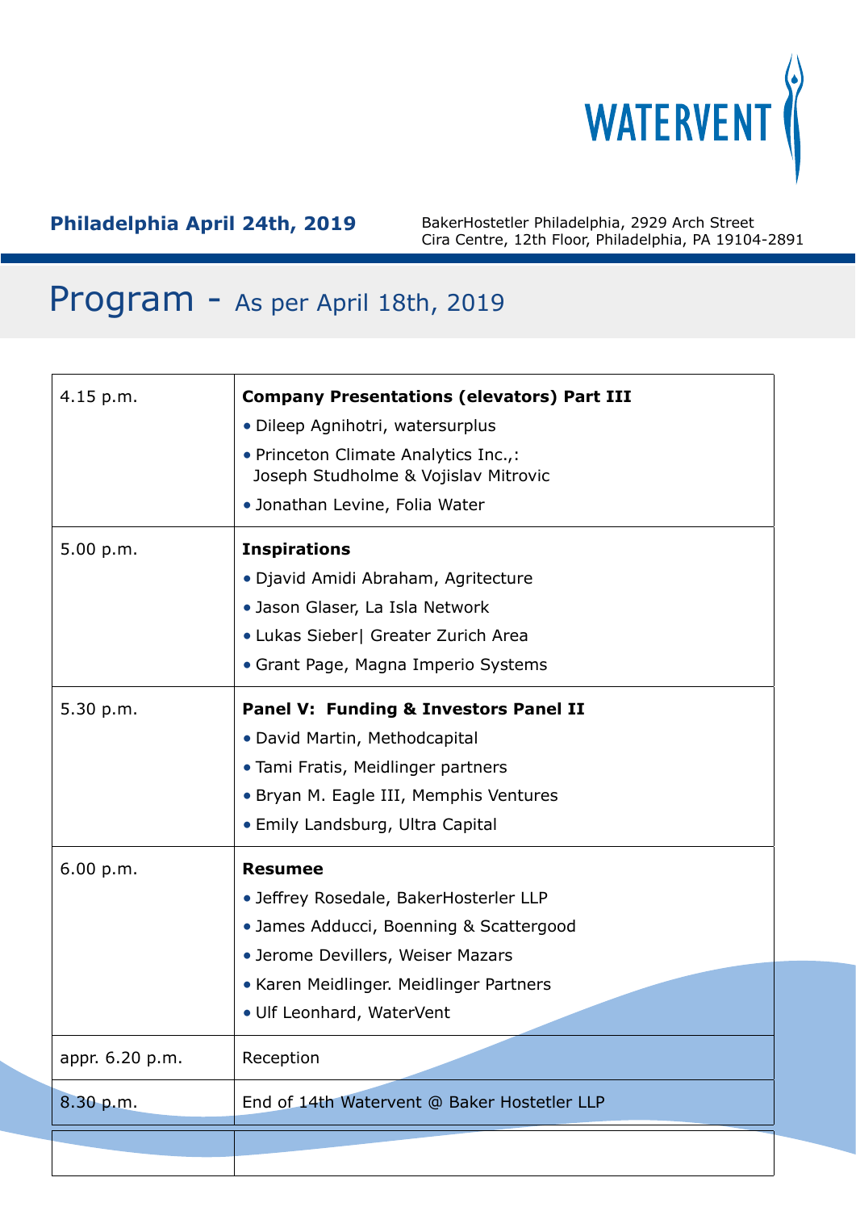WATERVENT

**Philadelphia April 24th, 2019**

BakerHostetler Philadelphia, 2929 Arch Street
Cira Centre, 12th Floor, Philadelphia, PA 19104-2891

# Program - As per April 18th, 2019

| | |
|---|---|
| 4.15 p.m. | **Company Presentations (elevators) Part III**<br>• Dileep Agnihotri, watersurplus<br>• Princeton Climate Analytics Inc.,: Joseph Studholme & Vojislav Mitrovic<br>• Jonathan Levine, Folia Water |
| 5.00 p.m. | **Inspirations**<br>• Djavid Amidi Abraham, Agritecture<br>• Jason Glaser, La Isla Network<br>• Lukas Sieber\| Greater Zurich Area<br>• Grant Page, Magna Imperio Systems |
| 5.30 p.m. | **Panel V: Funding & Investors Panel II**<br>• David Martin, Methodcapital<br>• Tami Fratis, Meidlinger partners<br>• Bryan M. Eagle III, Memphis Ventures<br>• Emily Landsburg, Ultra Capital |
| 6.00 p.m. | **Resumee**<br>• Jeffrey Rosedale, BakerHosterler LLP<br>• James Adducci, Boenning & Scattergood<br>• Jerome Devillers, Weiser Mazars<br>• Karen Meidlinger. Meidlinger Partners<br>• Ulf Leonhard, WaterVent |
| appr. 6.20 p.m. | Reception |
| 8.30 p.m. | End of 14th Watervent @ Baker Hostetler LLP |
| | |